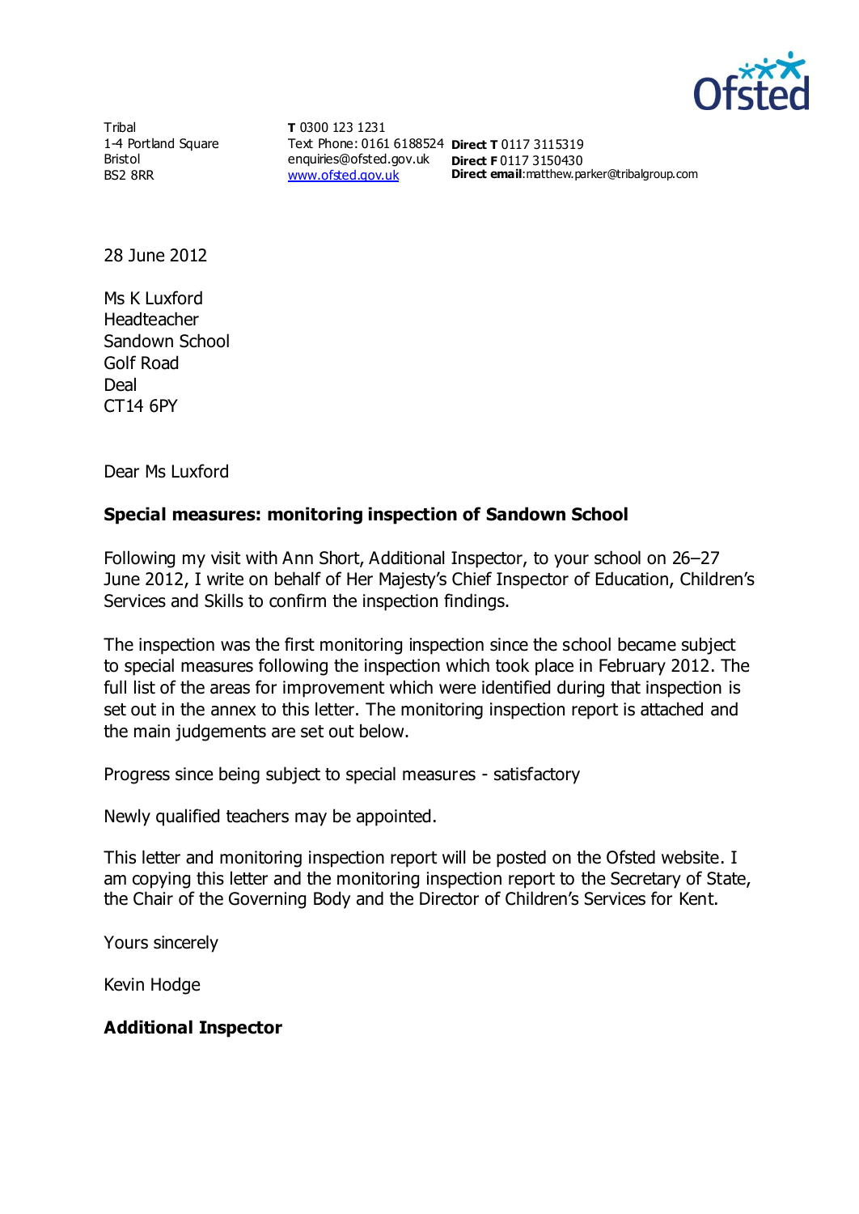Tribal
1-4 Portland Square
Bristol
BS2 8RR

**T** 0300 123 1231
Text Phone: 0161 6188524
enquiries@ofsted.gov.uk
www.ofsted.gov.uk

**Direct T** 0117 3115319
**Direct F** 0117 3150430
**Direct email**:matthew.parker@tribalgroup.com

28 June 2012

Ms K Luxford
Headteacher
Sandown School
Golf Road
Deal
CT14 6PY

Dear Ms Luxford

**Special measures: monitoring inspection of Sandown School**

Following my visit with Ann Short, Additional Inspector, to your school on 26–27 June 2012, I write on behalf of Her Majesty's Chief Inspector of Education, Children's Services and Skills to confirm the inspection findings.

The inspection was the first monitoring inspection since the school became subject to special measures following the inspection which took place in February 2012. The full list of the areas for improvement which were identified during that inspection is set out in the annex to this letter. The monitoring inspection report is attached and the main judgements are set out below.

Progress since being subject to special measures - satisfactory

Newly qualified teachers may be appointed.

This letter and monitoring inspection report will be posted on the Ofsted website. I am copying this letter and the monitoring inspection report to the Secretary of State, the Chair of the Governing Body and the Director of Children's Services for Kent.

Yours sincerely

Kevin Hodge

**Additional Inspector**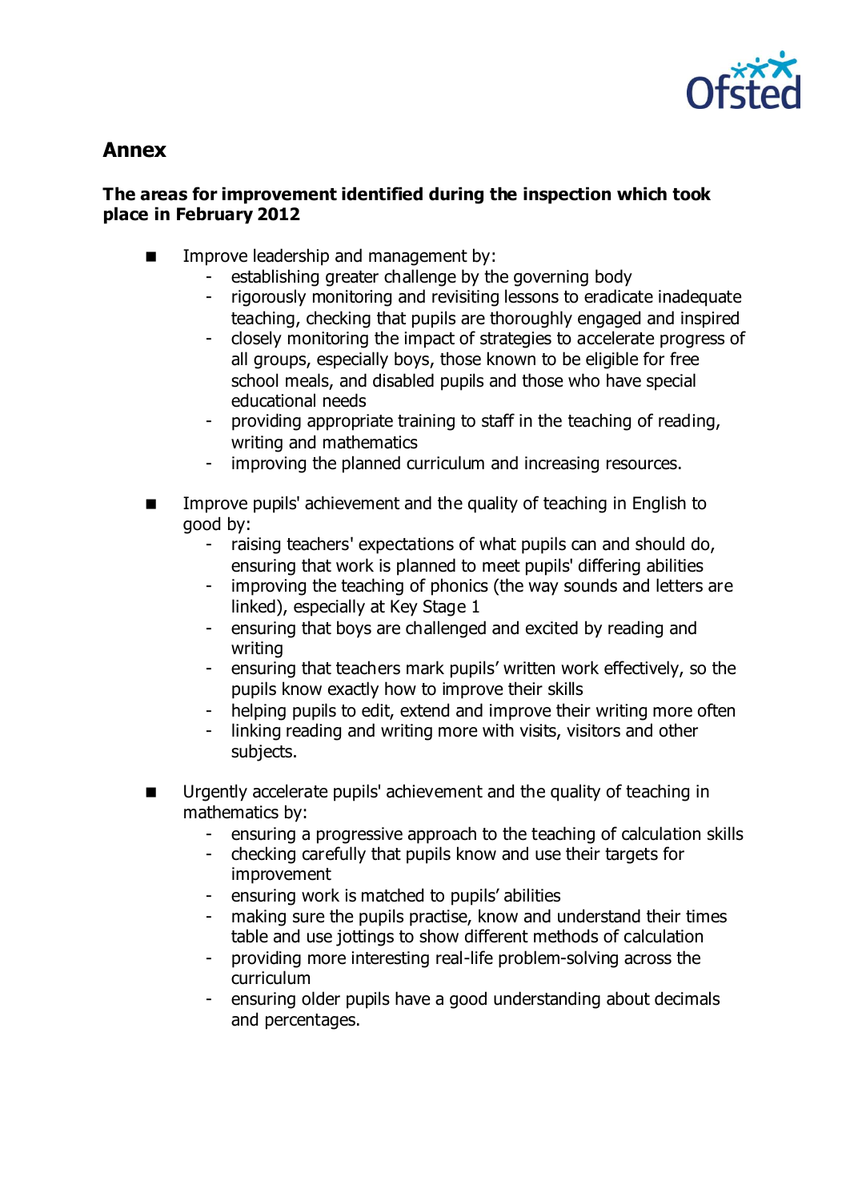## Annex

### The areas for improvement identified during the inspection which took place in February 2012

- Improve leadership and management by:
  - establishing greater challenge by the governing body
  - rigorously monitoring and revisiting lessons to eradicate inadequate teaching, checking that pupils are thoroughly engaged and inspired
  - closely monitoring the impact of strategies to accelerate progress of all groups, especially boys, those known to be eligible for free school meals, and disabled pupils and those who have special educational needs
  - providing appropriate training to staff in the teaching of reading, writing and mathematics
  - improving the planned curriculum and increasing resources.

- Improve pupils' achievement and the quality of teaching in English to good by:
  - raising teachers' expectations of what pupils can and should do, ensuring that work is planned to meet pupils' differing abilities
  - improving the teaching of phonics (the way sounds and letters are linked), especially at Key Stage 1
  - ensuring that boys are challenged and excited by reading and writing
  - ensuring that teachers mark pupils' written work effectively, so the pupils know exactly how to improve their skills
  - helping pupils to edit, extend and improve their writing more often
  - linking reading and writing more with visits, visitors and other subjects.

- Urgently accelerate pupils' achievement and the quality of teaching in mathematics by:
  - ensuring a progressive approach to the teaching of calculation skills
  - checking carefully that pupils know and use their targets for improvement
  - ensuring work is matched to pupils' abilities
  - making sure the pupils practise, know and understand their times table and use jottings to show different methods of calculation
  - providing more interesting real-life problem-solving across the curriculum
  - ensuring older pupils have a good understanding about decimals and percentages.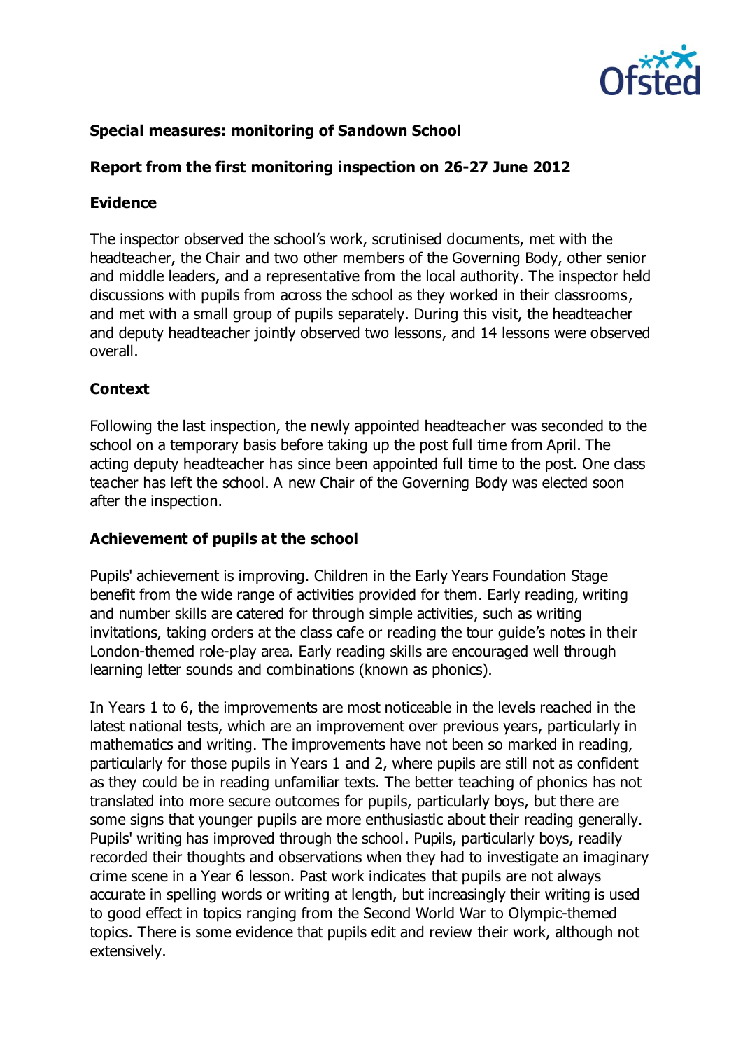**Special measures: monitoring of Sandown School**

**Report from the first monitoring inspection on 26-27 June 2012**

**Evidence**

The inspector observed the school's work, scrutinised documents, met with the headteacher, the Chair and two other members of the Governing Body, other senior and middle leaders, and a representative from the local authority. The inspector held discussions with pupils from across the school as they worked in their classrooms, and met with a small group of pupils separately. During this visit, the headteacher and deputy headteacher jointly observed two lessons, and 14 lessons were observed overall.

**Context**

Following the last inspection, the newly appointed headteacher was seconded to the school on a temporary basis before taking up the post full time from April. The acting deputy headteacher has since been appointed full time to the post. One class teacher has left the school. A new Chair of the Governing Body was elected soon after the inspection.

**Achievement of pupils at the school**

Pupils' achievement is improving. Children in the Early Years Foundation Stage benefit from the wide range of activities provided for them. Early reading, writing and number skills are catered for through simple activities, such as writing invitations, taking orders at the class cafe or reading the tour guide's notes in their London-themed role-play area. Early reading skills are encouraged well through learning letter sounds and combinations (known as phonics).

In Years 1 to 6, the improvements are most noticeable in the levels reached in the latest national tests, which are an improvement over previous years, particularly in mathematics and writing. The improvements have not been so marked in reading, particularly for those pupils in Years 1 and 2, where pupils are still not as confident as they could be in reading unfamiliar texts. The better teaching of phonics has not translated into more secure outcomes for pupils, particularly boys, but there are some signs that younger pupils are more enthusiastic about their reading generally. Pupils' writing has improved through the school. Pupils, particularly boys, readily recorded their thoughts and observations when they had to investigate an imaginary crime scene in a Year 6 lesson. Past work indicates that pupils are not always accurate in spelling words or writing at length, but increasingly their writing is used to good effect in topics ranging from the Second World War to Olympic-themed topics. There is some evidence that pupils edit and review their work, although not extensively.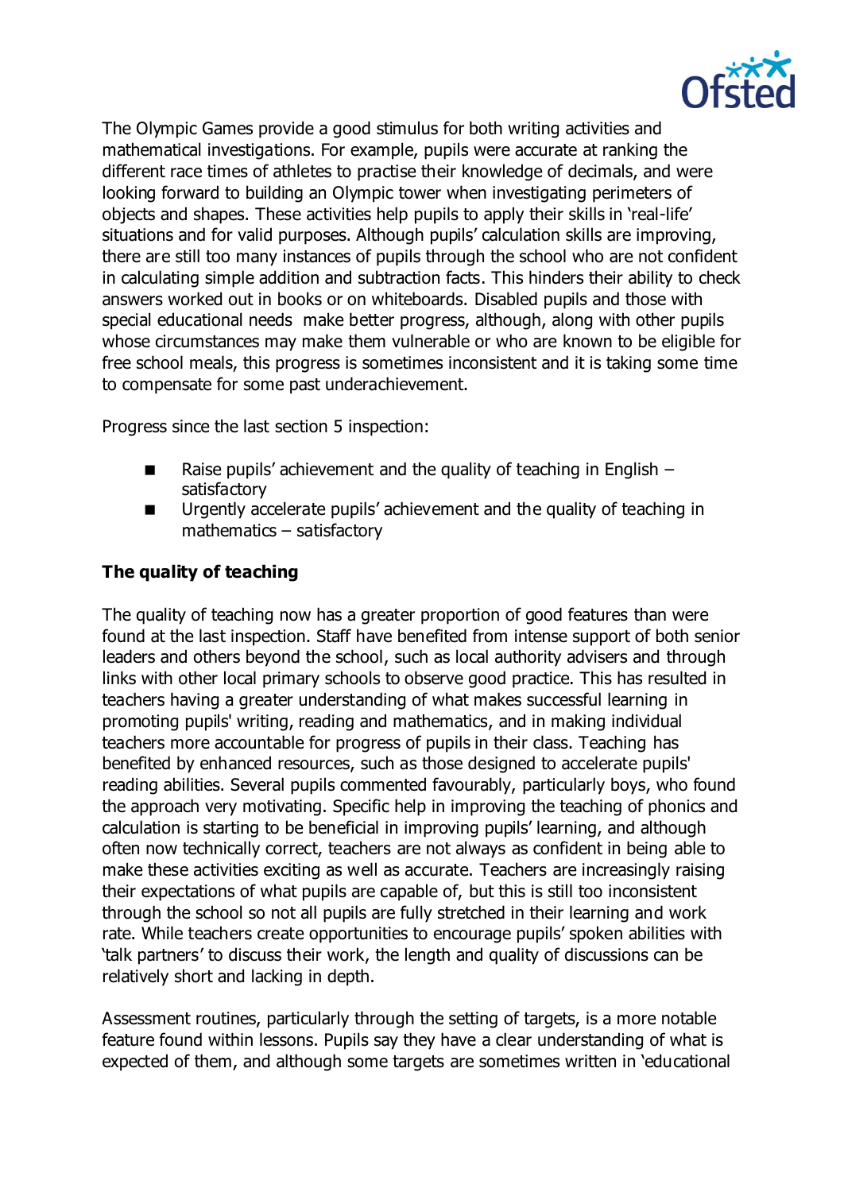The Olympic Games provide a good stimulus for both writing activities and mathematical investigations. For example, pupils were accurate at ranking the different race times of athletes to practise their knowledge of decimals, and were looking forward to building an Olympic tower when investigating perimeters of objects and shapes. These activities help pupils to apply their skills in 'real-life' situations and for valid purposes. Although pupils' calculation skills are improving, there are still too many instances of pupils through the school who are not confident in calculating simple addition and subtraction facts. This hinders their ability to check answers worked out in books or on whiteboards. Disabled pupils and those with special educational needs make better progress, although, along with other pupils whose circumstances may make them vulnerable or who are known to be eligible for free school meals, this progress is sometimes inconsistent and it is taking some time to compensate for some past underachievement.

Progress since the last section 5 inspection:

- Raise pupils' achievement and the quality of teaching in English – satisfactory
- Urgently accelerate pupils' achievement and the quality of teaching in mathematics – satisfactory

**The quality of teaching**

The quality of teaching now has a greater proportion of good features than were found at the last inspection. Staff have benefited from intense support of both senior leaders and others beyond the school, such as local authority advisers and through links with other local primary schools to observe good practice. This has resulted in teachers having a greater understanding of what makes successful learning in promoting pupils' writing, reading and mathematics, and in making individual teachers more accountable for progress of pupils in their class. Teaching has benefited by enhanced resources, such as those designed to accelerate pupils' reading abilities. Several pupils commented favourably, particularly boys, who found the approach very motivating. Specific help in improving the teaching of phonics and calculation is starting to be beneficial in improving pupils' learning, and although often now technically correct, teachers are not always as confident in being able to make these activities exciting as well as accurate. Teachers are increasingly raising their expectations of what pupils are capable of, but this is still too inconsistent through the school so not all pupils are fully stretched in their learning and work rate. While teachers create opportunities to encourage pupils' spoken abilities with 'talk partners' to discuss their work, the length and quality of discussions can be relatively short and lacking in depth.

Assessment routines, particularly through the setting of targets, is a more notable feature found within lessons. Pupils say they have a clear understanding of what is expected of them, and although some targets are sometimes written in 'educational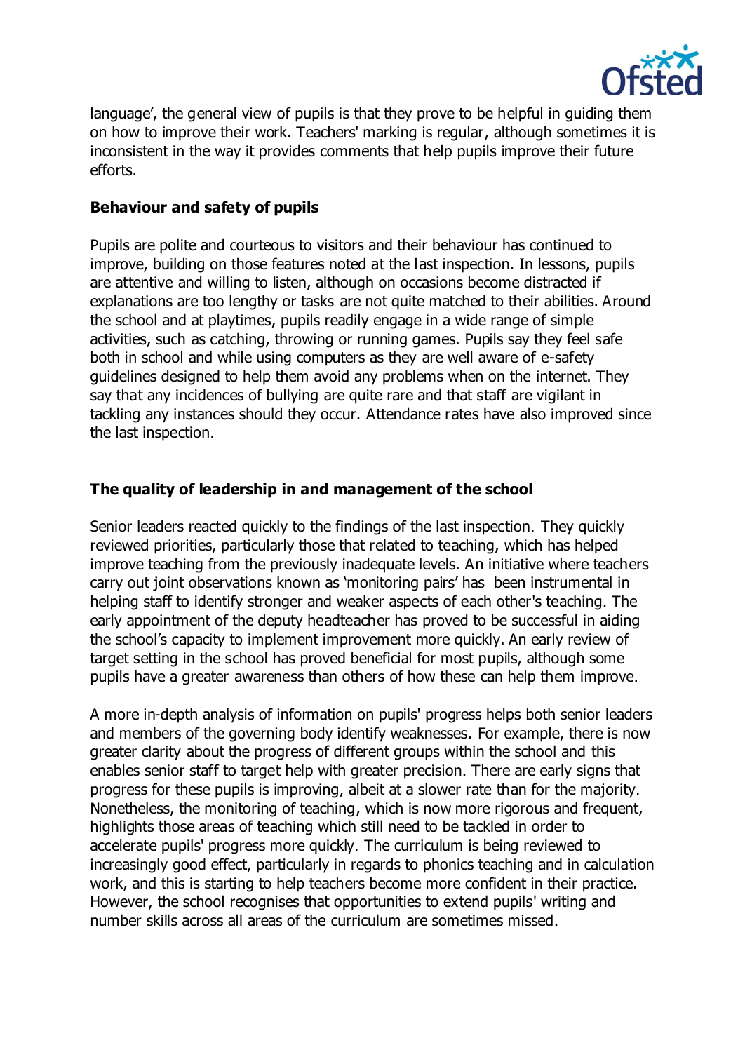language', the general view of pupils is that they prove to be helpful in guiding them on how to improve their work. Teachers' marking is regular, although sometimes it is inconsistent in the way it provides comments that help pupils improve their future efforts.

### Behaviour and safety of pupils

Pupils are polite and courteous to visitors and their behaviour has continued to improve, building on those features noted at the last inspection. In lessons, pupils are attentive and willing to listen, although on occasions become distracted if explanations are too lengthy or tasks are not quite matched to their abilities. Around the school and at playtimes, pupils readily engage in a wide range of simple activities, such as catching, throwing or running games. Pupils say they feel safe both in school and while using computers as they are well aware of e-safety guidelines designed to help them avoid any problems when on the internet. They say that any incidences of bullying are quite rare and that staff are vigilant in tackling any instances should they occur. Attendance rates have also improved since the last inspection.

### The quality of leadership in and management of the school

Senior leaders reacted quickly to the findings of the last inspection. They quickly reviewed priorities, particularly those that related to teaching, which has helped improve teaching from the previously inadequate levels. An initiative where teachers carry out joint observations known as 'monitoring pairs' has been instrumental in helping staff to identify stronger and weaker aspects of each other's teaching. The early appointment of the deputy headteacher has proved to be successful in aiding the school's capacity to implement improvement more quickly. An early review of target setting in the school has proved beneficial for most pupils, although some pupils have a greater awareness than others of how these can help them improve.

A more in-depth analysis of information on pupils' progress helps both senior leaders and members of the governing body identify weaknesses. For example, there is now greater clarity about the progress of different groups within the school and this enables senior staff to target help with greater precision. There are early signs that progress for these pupils is improving, albeit at a slower rate than for the majority. Nonetheless, the monitoring of teaching, which is now more rigorous and frequent, highlights those areas of teaching which still need to be tackled in order to accelerate pupils' progress more quickly. The curriculum is being reviewed to increasingly good effect, particularly in regards to phonics teaching and in calculation work, and this is starting to help teachers become more confident in their practice. However, the school recognises that opportunities to extend pupils' writing and number skills across all areas of the curriculum are sometimes missed.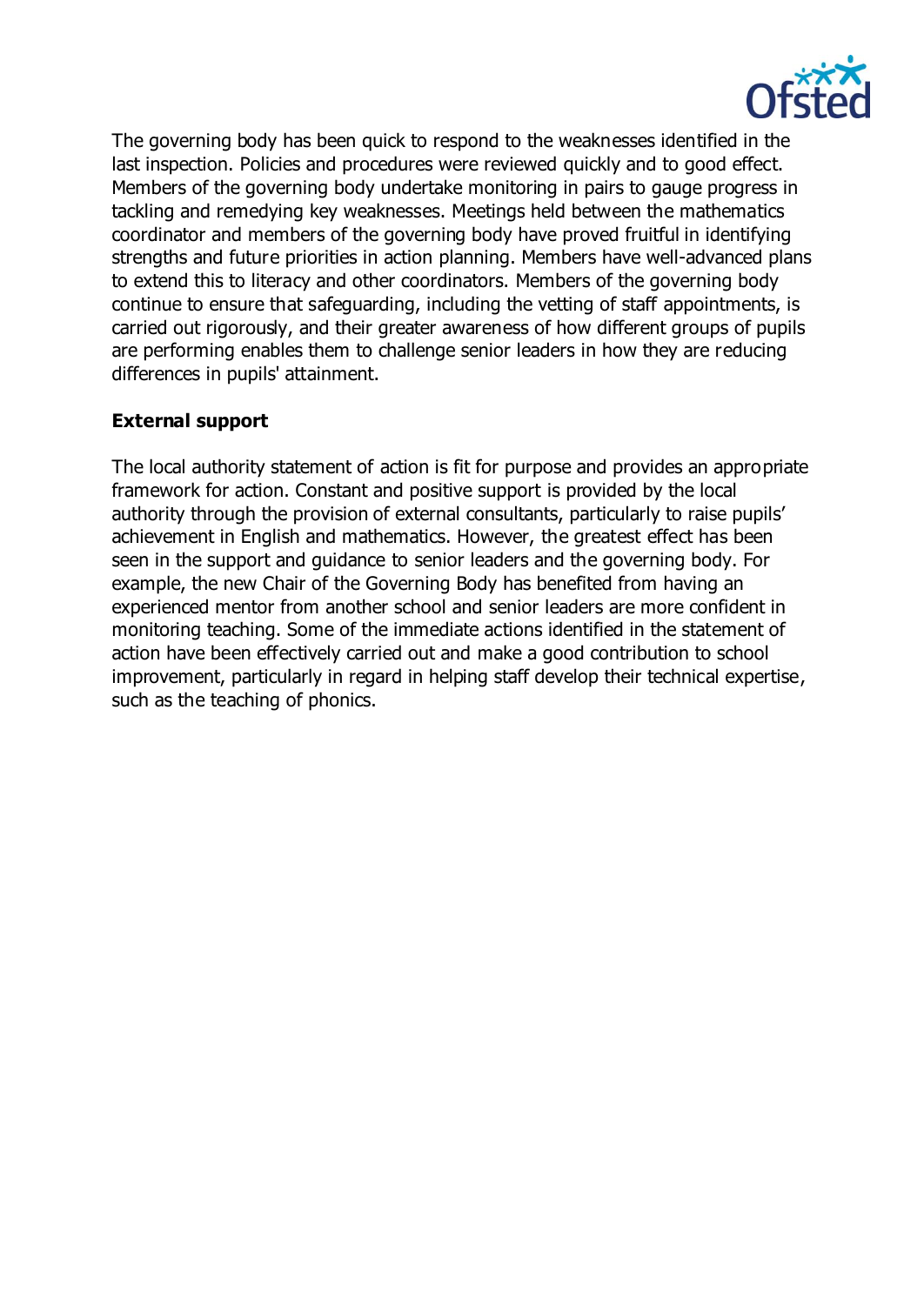The governing body has been quick to respond to the weaknesses identified in the last inspection. Policies and procedures were reviewed quickly and to good effect. Members of the governing body undertake monitoring in pairs to gauge progress in tackling and remedying key weaknesses. Meetings held between the mathematics coordinator and members of the governing body have proved fruitful in identifying strengths and future priorities in action planning. Members have well-advanced plans to extend this to literacy and other coordinators. Members of the governing body continue to ensure that safeguarding, including the vetting of staff appointments, is carried out rigorously, and their greater awareness of how different groups of pupils are performing enables them to challenge senior leaders in how they are reducing differences in pupils' attainment.

**External support**

The local authority statement of action is fit for purpose and provides an appropriate framework for action. Constant and positive support is provided by the local authority through the provision of external consultants, particularly to raise pupils' achievement in English and mathematics. However, the greatest effect has been seen in the support and guidance to senior leaders and the governing body. For example, the new Chair of the Governing Body has benefited from having an experienced mentor from another school and senior leaders are more confident in monitoring teaching. Some of the immediate actions identified in the statement of action have been effectively carried out and make a good contribution to school improvement, particularly in regard in helping staff develop their technical expertise, such as the teaching of phonics.